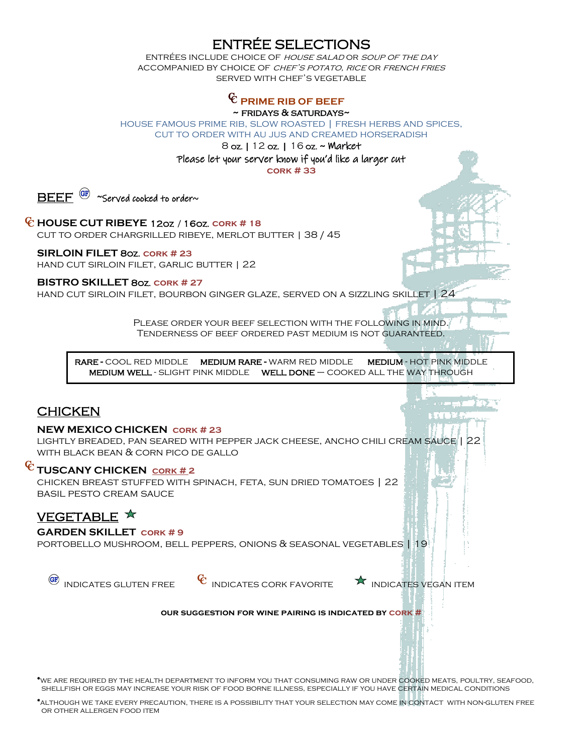# ENTRÉE SELECTIONS

ENTRÉES INCLUDE CHOICE OF *HOUSE SALAD* OR *SOUP OF THE DAY*
ACCOMPANIED BY CHOICE OF *CHEF'S POTATO, RICE* OR *FRENCH FRIES*
SERVED WITH CHEF'S VEGETABLE

## ₵ PRIME RIB OF BEEF

**~ FRIDAYS & SATURDAYS~**

HOUSE FAMOUS PRIME RIB, SLOW ROASTED | FRESH HERBS AND SPICES,
CUT TO ORDER WITH AU JUS AND CREAMED HORSERADISH

8 oz. | 12 oz. | 16 oz. ~ Market

Please let your server know if you'd like a larger cut

**CORK # 33**

## BEEF (GF) ~Served cooked to order~

**₵ HOUSE CUT RIBEYE** 12oz / 16oz. **CORK # 18**
CUT TO ORDER CHARGRILLED RIBEYE, MERLOT BUTTER | 38 / 45

**SIRLOIN FILET** 8oz. **CORK # 23**
HAND CUT SIRLOIN FILET, GARLIC BUTTER | 22

**BISTRO SKILLET** 8oz. **CORK # 27**
HAND CUT SIRLOIN FILET, BOURBON GINGER GLAZE, SERVED ON A SIZZLING SKILLET | 24

Please order your beef selection with the following in mind.
Tenderness of beef ordered past medium is not guaranteed.

**RARE** - COOL RED MIDDLE **MEDIUM RARE** - WARM RED MIDDLE **MEDIUM** - HOT PINK MIDDLE
**MEDIUM WELL** - SLIGHT PINK MIDDLE **WELL DONE** – COOKED ALL THE WAY THROUGH

## CHICKEN

**NEW MEXICO CHICKEN** **CORK # 23**
LIGHTLY BREADED, PAN SEARED WITH PEPPER JACK CHEESE, ANCHO CHILI CREAM SAUCE | 22
WITH BLACK BEAN & CORN PICO DE GALLO

**₵ TUSCANY CHICKEN** **CORK # 2**
CHICKEN BREAST STUFFED WITH SPINACH, FETA, SUN DRIED TOMATOES | 22
BASIL PESTO CREAM SAUCE

## VEGETABLE ★

**GARDEN SKILLET** **CORK # 9**
PORTOBELLO MUSHROOM, BELL PEPPERS, ONIONS & SEASONAL VEGETABLES | 19

(GF) INDICATES GLUTEN FREE ₵ INDICATES CORK FAVORITE ★ INDICATES VEGAN ITEM

**OUR SUGGESTION FOR WINE PAIRING IS INDICATED BY CORK #**

- WE ARE REQUIRED BY THE HEALTH DEPARTMENT TO INFORM YOU THAT CONSUMING RAW OR UNDER COOKED MEATS, POULTRY, SEAFOOD, SHELLFISH OR EGGS MAY INCREASE YOUR RISK OF FOOD BORNE ILLNESS, ESPECIALLY IF YOU HAVE CERTAIN MEDICAL CONDITIONS
- ALTHOUGH WE TAKE EVERY PRECAUTION, THERE IS A POSSIBILITY THAT YOUR SELECTION MAY COME IN CONTACT WITH NON-GLUTEN FREE OR OTHER ALLERGEN FOOD ITEM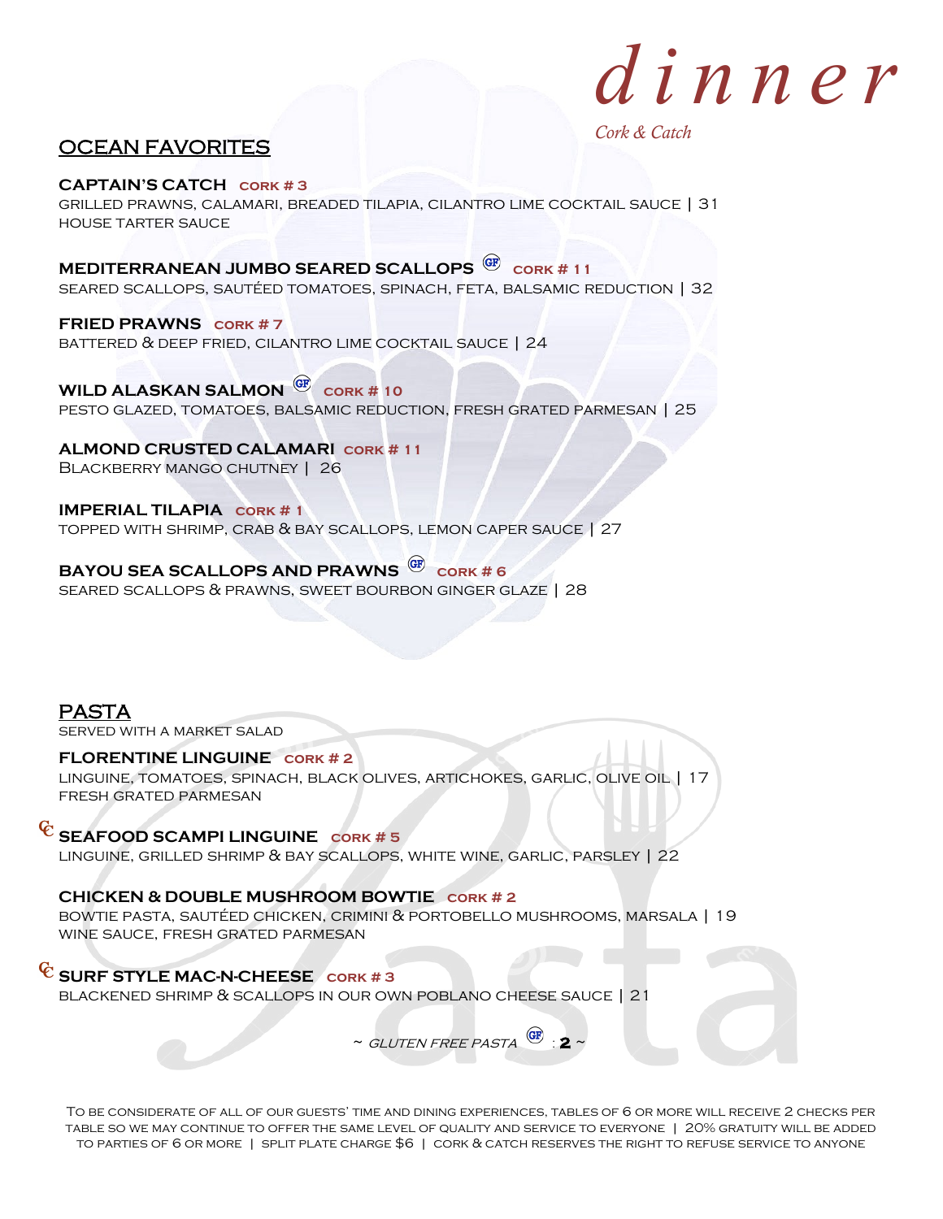# dinner

*Cork & Catch*

## OCEAN FAVORITES

**CAPTAIN'S CATCH** CORK # 3
GRILLED PRAWNS, CALAMARI, BREADED TILAPIA, CILANTRO LIME COCKTAIL SAUCE | 31
HOUSE TARTER SAUCE

**MEDITERRANEAN JUMBO SEARED SCALLOPS** (GF) CORK # 11
SEARED SCALLOPS, SAUTÉED TOMATOES, SPINACH, FETA, BALSAMIC REDUCTION | 32

**FRIED PRAWNS** CORK # 7
BATTERED & DEEP FRIED, CILANTRO LIME COCKTAIL SAUCE | 24

**WILD ALASKAN SALMON** (GF) CORK # 10
PESTO GLAZED, TOMATOES, BALSAMIC REDUCTION, FRESH GRATED PARMESAN | 25

**ALMOND CRUSTED CALAMARI** CORK # 11
BLACKBERRY MANGO CHUTNEY | 26

**IMPERIAL TILAPIA** CORK # 1
TOPPED WITH SHRIMP, CRAB & BAY SCALLOPS, LEMON CAPER SAUCE | 27

**BAYOU SEA SCALLOPS AND PRAWNS** (GF) CORK # 6
SEARED SCALLOPS & PRAWNS, SWEET BOURBON GINGER GLAZE | 28

## PASTA

SERVED WITH A MARKET SALAD

**FLORENTINE LINGUINE** CORK # 2
LINGUINE, TOMATOES, SPINACH, BLACK OLIVES, ARTICHOKES, GARLIC, OLIVE OIL | 17
FRESH GRATED PARMESAN

CC **SEAFOOD SCAMPI LINGUINE** CORK # 5
LINGUINE, GRILLED SHRIMP & BAY SCALLOPS, WHITE WINE, GARLIC, PARSLEY | 22

**CHICKEN & DOUBLE MUSHROOM BOWTIE** CORK # 2
BOWTIE PASTA, SAUTÉED CHICKEN, CRIMINI & PORTOBELLO MUSHROOMS, MARSALA | 19
WINE SAUCE, FRESH GRATED PARMESAN

CC **SURF STYLE MAC-N-CHEESE** CORK # 3
BLACKENED SHRIMP & SCALLOPS IN OUR OWN POBLANO CHEESE SAUCE | 21

~ *GLUTEN FREE PASTA* (GF) : **2** ~

To be considerate of all of our guests' time and dining experiences, tables of 6 or more will receive 2 checks per table so we may continue to offer the same level of quality and service to everyone | 20% gratuity will be added to parties of 6 or more | split plate charge $6 | Cork & Catch reserves the right to refuse service to anyone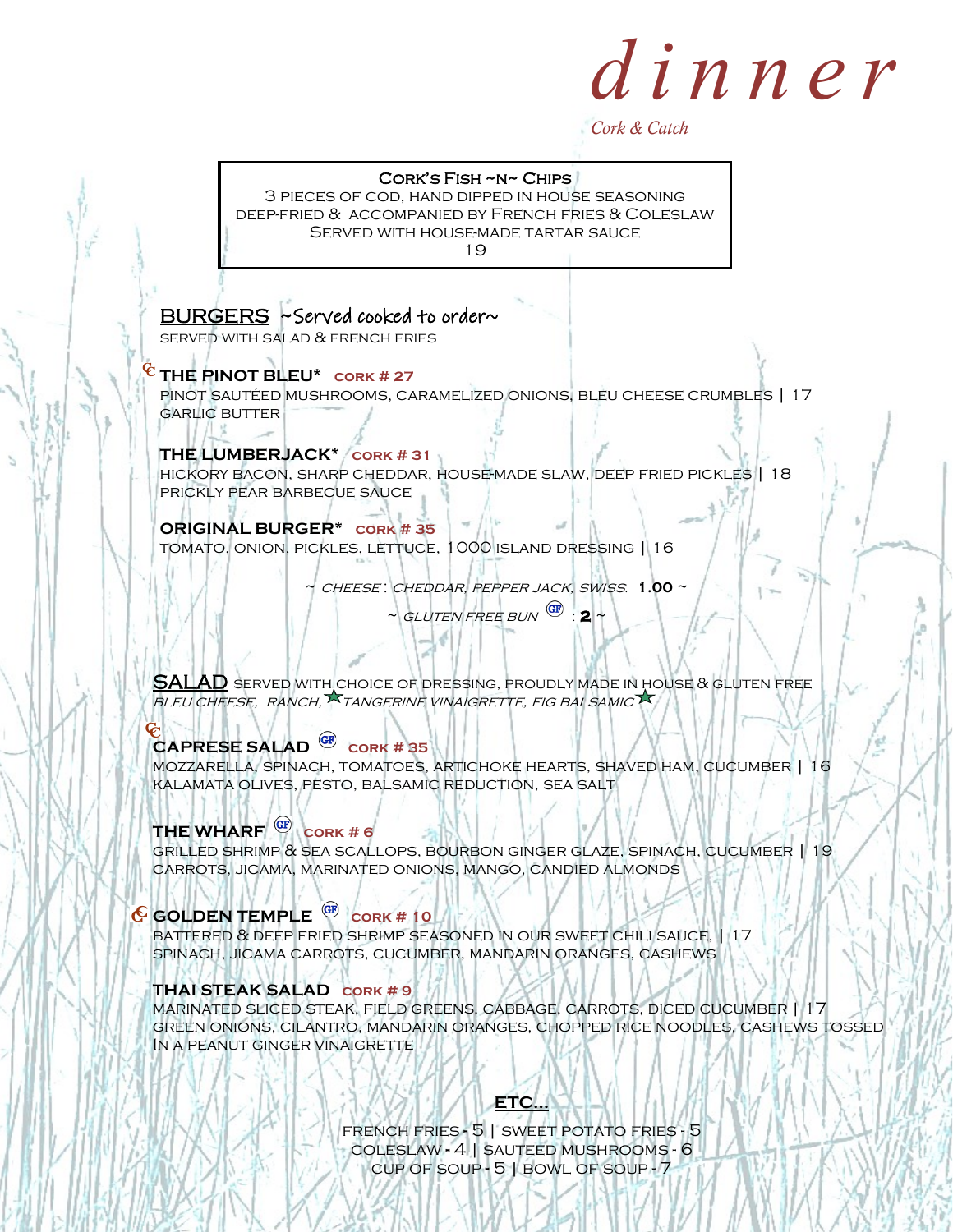# dinner

*Cork & Catch*

**Cork's Fish ~n~ Chips**
3 pieces of cod, hand dipped in house seasoning
deep-fried & accompanied by French fries & Coleslaw
Served with house-made tartar sauce
19

## BURGERS ~Served cooked to order~

served with salad & french fries

**THE PINOT BLEU\*** CORK # 27
pinot sautéed mushrooms, caramelized onions, bleu cheese crumbles | 17
garlic butter

**THE LUMBERJACK\*** CORK # 31
hickory bacon, sharp cheddar, house-made slaw, deep fried pickles | 18
prickly pear barbecue sauce

**ORIGINAL BURGER\*** CORK # 35
tomato, onion, pickles, lettuce, 1000 island dressing | 16

~ *cheese: cheddar, pepper jack, swiss*: **1.00** ~

~ *gluten free bun* (GF) : **2** ~

## SALAD

served with choice of dressing, proudly made in house & gluten free
*bleu cheese, ranch, ★tangerine vinaigrette, fig balsamic★*

**CAPRESE SALAD** (GF) CORK # 35
mozzarella, spinach, tomatoes, artichoke hearts, shaved ham, cucumber | 16
kalamata olives, pesto, balsamic reduction, sea salt

**THE WHARF** (GF) CORK # 6
grilled shrimp & sea scallops, bourbon ginger glaze, spinach, cucumber | 19
carrots, jicama, marinated onions, mango, candied almonds

**GOLDEN TEMPLE** (GF) CORK # 10
battered & deep fried shrimp seasoned in our sweet chili sauce, | 17
spinach, jicama carrots, cucumber, mandarin oranges, cashews

**THAI STEAK SALAD** CORK # 9
marinated sliced steak, field greens, cabbage, carrots, diced cucumber | 17
green onions, cilantro, mandarin oranges, chopped rice noodles, cashews tossed
in a peanut ginger vinaigrette

## ETC...

french fries - 5 | sweet potato fries - 5
coleslaw - 4 | sauteed mushrooms - 6
cup of soup - 5 | bowl of soup - 7